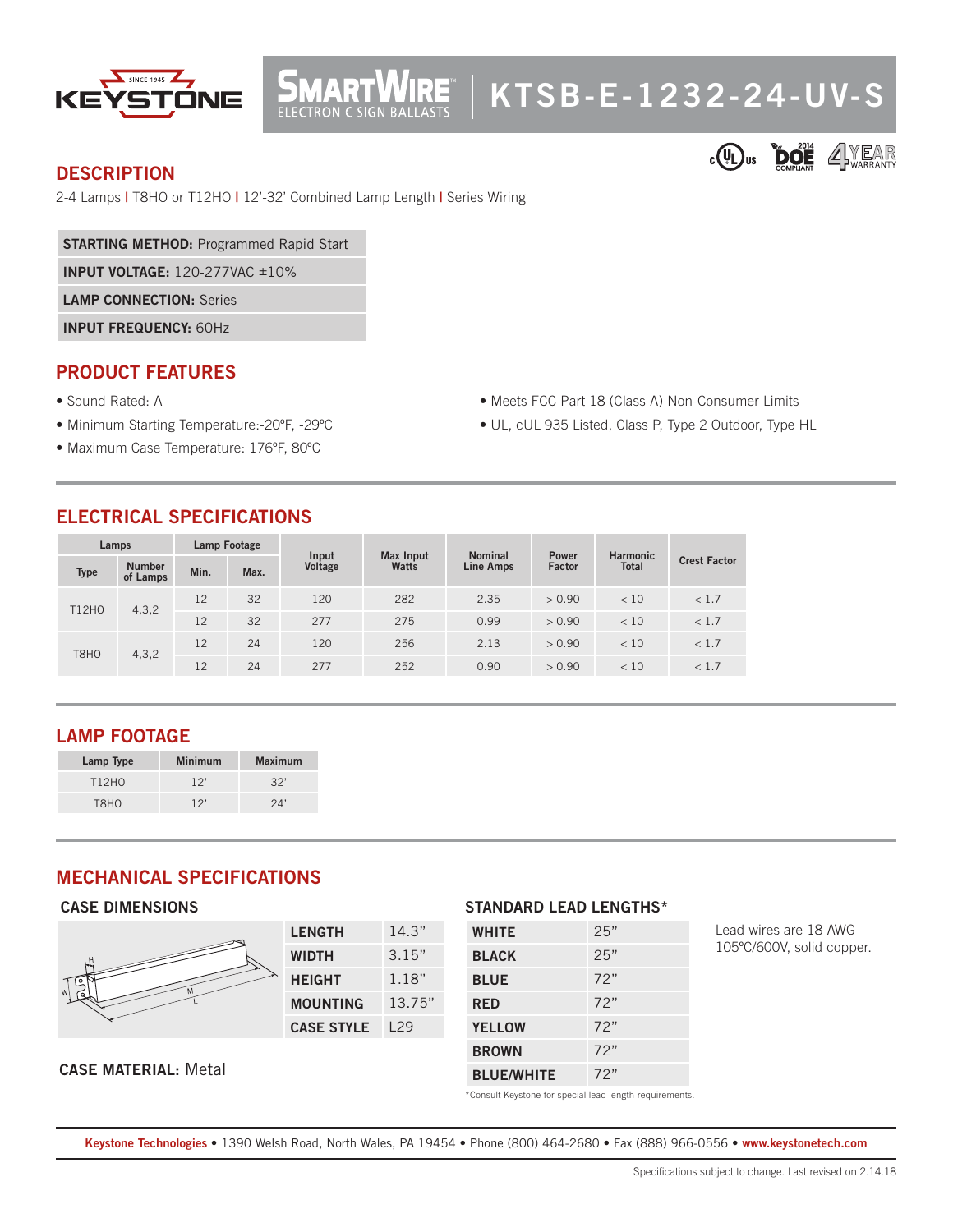KEYSTONE SINCE 1945

SMARTWIRE™ ELECTRONIC SIGN BALLASTS | **KTSB-E-1232-24-UV-S**

## DESCRIPTION

2-4 Lamps | T8HO or T12HO | 12'-32' Combined Lamp Length | Series Wiring

| |
|---|
| **STARTING METHOD:** Programmed Rapid Start |
| **INPUT VOLTAGE:** 120-277VAC ±10% |
| **LAMP CONNECTION:** Series |
| **INPUT FREQUENCY:** 60Hz |

## PRODUCT FEATURES

- Sound Rated: A
- Minimum Starting Temperature:-20ºF, -29ºC
- Maximum Case Temperature: 176ºF, 80ºC
- Meets FCC Part 18 (Class A) Non-Consumer Limits
- UL, cUL 935 Listed, Class P, Type 2 Outdoor, Type HL

## ELECTRICAL SPECIFICATIONS

| Lamps | | Lamp Footage | | Input Voltage | Max Input Watts | Nominal Line Amps | Power Factor | Harmonic Total | Crest Factor |
|---|---|---|---|---|---|---|---|---|---|
| Type | Number of Lamps | Min. | Max. | | | | | | |
| T12HO | 4,3,2 | 12 | 32 | 120 | 282 | 2.35 | > 0.90 | < 10 | < 1.7 |
| | | 12 | 32 | 277 | 275 | 0.99 | > 0.90 | < 10 | < 1.7 |
| T8HO | 4,3,2 | 12 | 24 | 120 | 256 | 2.13 | > 0.90 | < 10 | < 1.7 |
| | | 12 | 24 | 277 | 252 | 0.90 | > 0.90 | < 10 | < 1.7 |

## LAMP FOOTAGE

| Lamp Type | Minimum | Maximum |
|---|---|---|
| T12HO | 12' | 32' |
| T8HO | 12' | 24' |

## MECHANICAL SPECIFICATIONS

### CASE DIMENSIONS

| | |
|---|---|
| **LENGTH** | 14.3" |
| **WIDTH** | 3.15" |
| **HEIGHT** | 1.18" |
| **MOUNTING** | 13.75" |
| **CASE STYLE** | L29 |

**CASE MATERIAL:** Metal

### STANDARD LEAD LENGTHS*

| | |
|---|---|
| **WHITE** | 25" |
| **BLACK** | 25" |
| **BLUE** | 72" |
| **RED** | 72" |
| **YELLOW** | 72" |
| **BROWN** | 72" |
| **BLUE/WHITE** | 72" |

*Consult Keystone for special lead length requirements.

Lead wires are 18 AWG 105ºC/600V, solid copper.

**Keystone Technologies** • 1390 Welsh Road, North Wales, PA 19454 • Phone (800) 464-2680 • Fax (888) 966-0556 • **www.keystonetech.com**

Specifications subject to change. Last revised on 2.14.18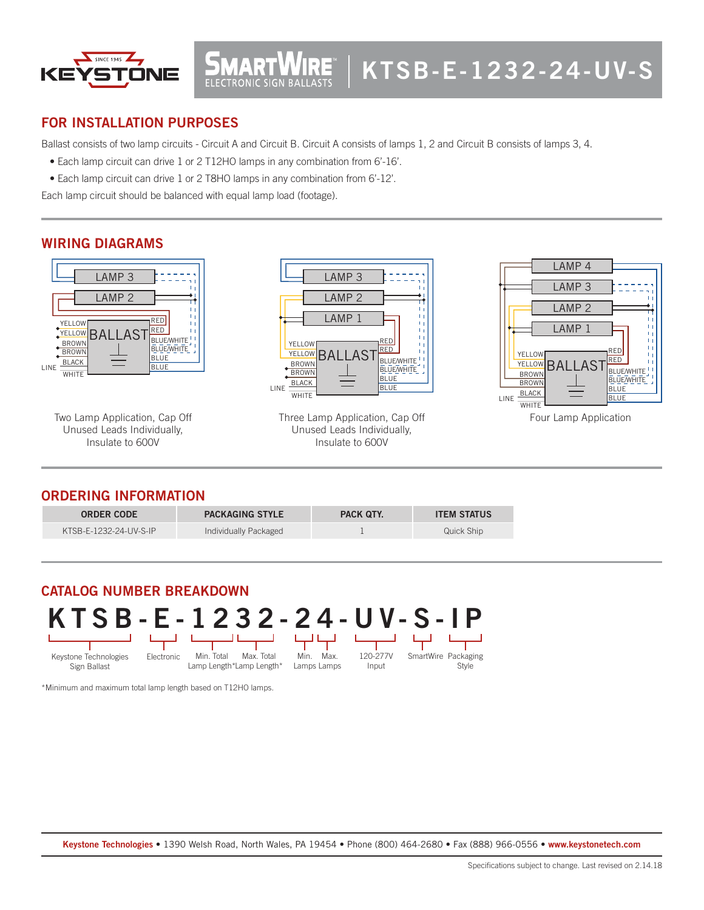# KTSB-E-1232-24-UV-S

## FOR INSTALLATION PURPOSES

Ballast consists of two lamp circuits - Circuit A and Circuit B. Circuit A consists of lamps 1, 2 and Circuit B consists of lamps 3, 4.

- Each lamp circuit can drive 1 or 2 T12HO lamps in any combination from 6'-16'.
- Each lamp circuit can drive 1 or 2 T8HO lamps in any combination from 6'-12'.

Each lamp circuit should be balanced with equal lamp load (footage).

## WIRING DIAGRAMS

LAMP 3
LAMP 2
YELLOW
YELLOW
BROWN
BROWN
BLACK
LINE
WHITE
BALLAST
RED
RED
BLUE/WHITE
BLUE/WHITE
BLUE
BLUE

Two Lamp Application, Cap Off Unused Leads Individually, Insulate to 600V

LAMP 3
LAMP 2
LAMP 1
YELLOW
YELLOW
BROWN
BROWN
BLACK
LINE
WHITE
BALLAST
RED
RED
BLUE/WHITE
BLUE/WHITE
BLUE
BLUE

Three Lamp Application, Cap Off Unused Leads Individually, Insulate to 600V

LAMP 4
LAMP 3
LAMP 2
LAMP 1
YELLOW
YELLOW
BROWN
BROWN
BLACK
LINE
WHITE
BALLAST
RED
RED
BLUE/WHITE
BLUE/WHITE
BLUE
BLUE

Four Lamp Application

## ORDERING INFORMATION

| ORDER CODE | PACKAGING STYLE | PACK QTY. | ITEM STATUS |
|---|---|---|---|
| KTSB-E-1232-24-UV-S-IP | Individually Packaged | 1 | Quick Ship |

## CATALOG NUMBER BREAKDOWN

**KTSB-E-1232-24-UV-S-IP**

- KTSB: Keystone Technologies Sign Ballast
- E: Electronic
- 12: Min. Total Lamp Length*
- 32: Max. Total Lamp Length*
- 2: Min. Lamps
- 4: Max. Lamps
- UV: 120-277V Input
- S: SmartWire
- IP: Packaging Style

*Minimum and maximum total lamp length based on T12HO lamps.

**Keystone Technologies** • 1390 Welsh Road, North Wales, PA 19454 • Phone (800) 464-2680 • Fax (888) 966-0556 • **www.keystonetech.com**

Specifications subject to change. Last revised on 2.14.18